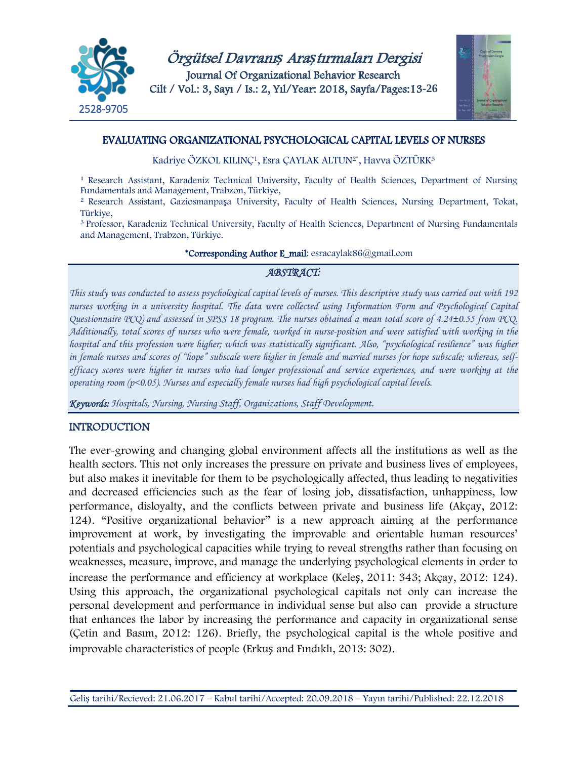# EVALUATING ORGANIZATIONAL PSYCHOLOGICAL CAPITAL LEVELS OF NURSES

Kadriye ÖZKOL KILINÇ[1], Esra ÇAYLAK ALTUN[2*], Havva ÖZTÜRK[3]

[1] Research Assistant, Karadeniz Technical University, Faculty of Health Sciences, Department of Nursing Fundamentals and Management, Trabzon, Türkiye,

[2] Research Assistant, Gaziosmanpaşa University, Faculty of Health Sciences, Nursing Department, Tokat, Türkiye,

[3] Professor, Karadeniz Technical University, Faculty of Health Sciences, Department of Nursing Fundamentals and Management, Trabzon, Türkiye.

**\*Corresponding Author E_mail**: esracaylak86@gmail.com

## *ABSTRACT:*

*This study was conducted to assess psychological capital levels of nurses. This descriptive study was carried out with 192 nurses working in a university hospital. The data were collected using Information Form and Psychological Capital Questionnaire PCQ) and assessed in SPSS 18 program. The nurses obtained a mean total score of 4.24±0.55 from PCQ. Additionally, total scores of nurses who were female, worked in nurse-position and were satisfied with working in the hospital and this profession were higher; which was statistically significant. Also, "psychological resilience" was higher in female nurses and scores of "hope" subscale were higher in female and married nurses for hope subscale; whereas, self-efficacy scores were higher in nurses who had longer professional and service experiences, and were working at the operating room (p<0.05). Nurses and especially female nurses had high psychological capital levels.*

***Keywords:*** *Hospitals, Nursing, Nursing Staff, Organizations, Staff Development.*

## INTRODUCTION

The ever-growing and changing global environment affects all the institutions as well as the health sectors. This not only increases the pressure on private and business lives of employees, but also makes it inevitable for them to be psychologically affected, thus leading to negativities and decreased efficiencies such as the fear of losing job, dissatisfaction, unhappiness, low performance, disloyalty, and the conflicts between private and business life (Akçay, 2012: 124). "Positive organizational behavior" is a new approach aiming at the performance improvement at work, by investigating the improvable and orientable human resources' potentials and psychological capacities while trying to reveal strengths rather than focusing on weaknesses, measure, improve, and manage the underlying psychological elements in order to increase the performance and efficiency at workplace (Keleş, 2011: 343; Akçay, 2012: 124). Using this approach, the organizational psychological capitals not only can increase the personal development and performance in individual sense but also can provide a structure that enhances the labor by increasing the performance and capacity in organizational sense (Çetin and Basım, 2012: 126). Briefly, the psychological capital is the whole positive and improvable characteristics of people (Erkuş and Fındıklı, 2013: 302).

Geliş tarihi/Recieved: 21.06.2017 – Kabul tarihi/Accepted: 20.09.2018 – Yayın tarihi/Published: 22.12.2018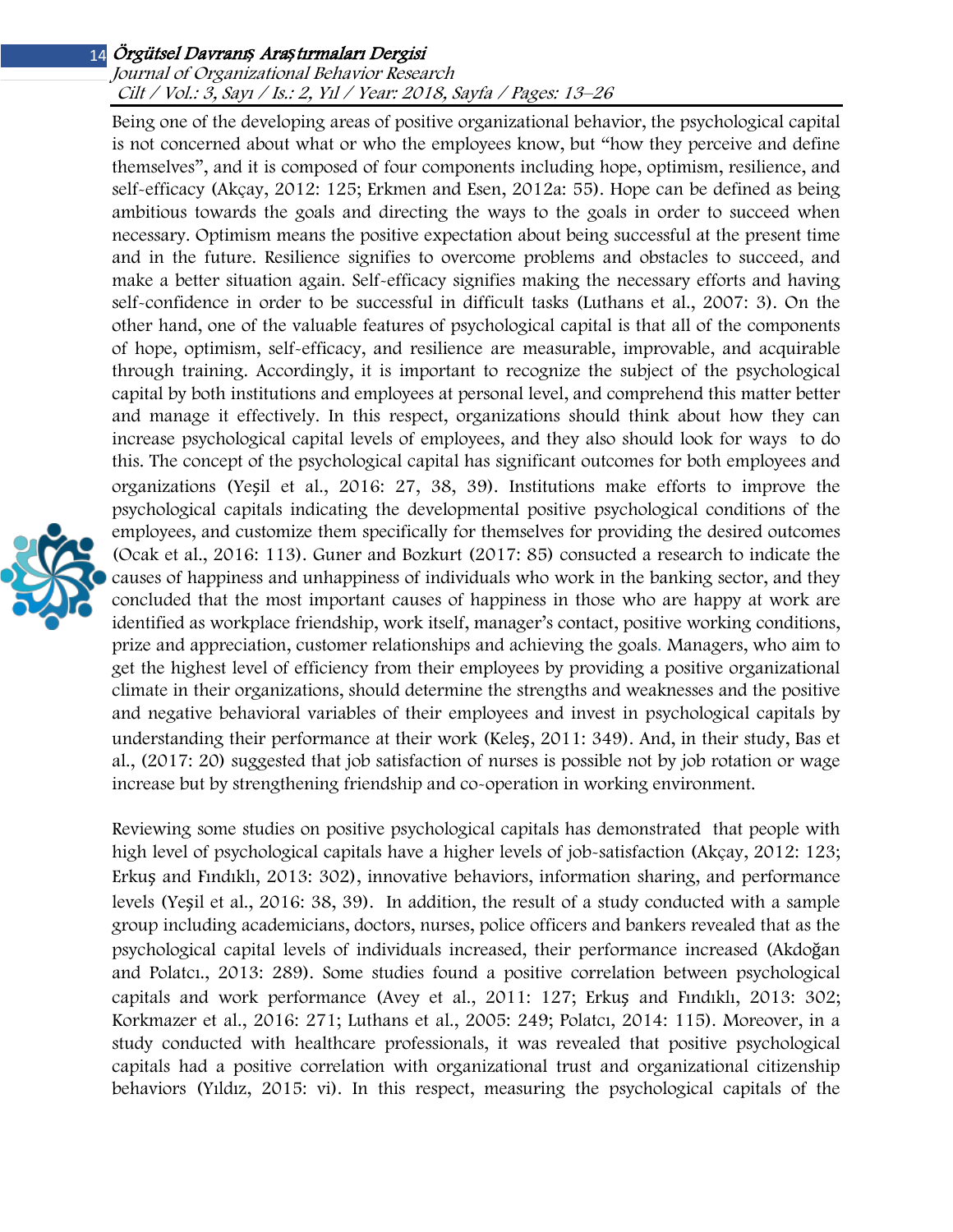Being one of the developing areas of positive organizational behavior, the psychological capital is not concerned about what or who the employees know, but "how they perceive and define themselves", and it is composed of four components including hope, optimism, resilience, and self-efficacy (Akçay, 2012: 125; Erkmen and Esen, 2012a: 55). Hope can be defined as being ambitious towards the goals and directing the ways to the goals in order to succeed when necessary. Optimism means the positive expectation about being successful at the present time and in the future. Resilience signifies to overcome problems and obstacles to succeed, and make a better situation again. Self-efficacy signifies making the necessary efforts and having self-confidence in order to be successful in difficult tasks (Luthans et al., 2007: 3). On the other hand, one of the valuable features of psychological capital is that all of the components of hope, optimism, self-efficacy, and resilience are measurable, improvable, and acquirable through training. Accordingly, it is important to recognize the subject of the psychological capital by both institutions and employees at personal level, and comprehend this matter better and manage it effectively. In this respect, organizations should think about how they can increase psychological capital levels of employees, and they also should look for ways to do this. The concept of the psychological capital has significant outcomes for both employees and organizations (Yeşil et al., 2016: 27, 38, 39). Institutions make efforts to improve the psychological capitals indicating the developmental positive psychological conditions of the employees, and customize them specifically for themselves for providing the desired outcomes (Ocak et al., 2016: 113). Guner and Bozkurt (2017: 85) consucted a research to indicate the causes of happiness and unhappiness of individuals who work in the banking sector, and they concluded that the most important causes of happiness in those who are happy at work are identified as workplace friendship, work itself, manager's contact, positive working conditions, prize and appreciation, customer relationships and achieving the goals. Managers, who aim to get the highest level of efficiency from their employees by providing a positive organizational climate in their organizations, should determine the strengths and weaknesses and the positive and negative behavioral variables of their employees and invest in psychological capitals by understanding their performance at their work (Keleş, 2011: 349). And, in their study, Bas et al., (2017: 20) suggested that job satisfaction of nurses is possible not by job rotation or wage increase but by strengthening friendship and co-operation in working environment.

Reviewing some studies on positive psychological capitals has demonstrated that people with high level of psychological capitals have a higher levels of job-satisfaction (Akçay, 2012: 123; Erkuş and Fındıklı, 2013: 302), innovative behaviors, information sharing, and performance levels (Yeşil et al., 2016: 38, 39). In addition, the result of a study conducted with a sample group including academicians, doctors, nurses, police officers and bankers revealed that as the psychological capital levels of individuals increased, their performance increased (Akdoğan and Polatcı., 2013: 289). Some studies found a positive correlation between psychological capitals and work performance (Avey et al., 2011: 127; Erkuş and Fındıklı, 2013: 302; Korkmazer et al., 2016: 271; Luthans et al., 2005: 249; Polatcı, 2014: 115). Moreover, in a study conducted with healthcare professionals, it was revealed that positive psychological capitals had a positive correlation with organizational trust and organizational citizenship behaviors (Yıldız, 2015: vi). In this respect, measuring the psychological capitals of the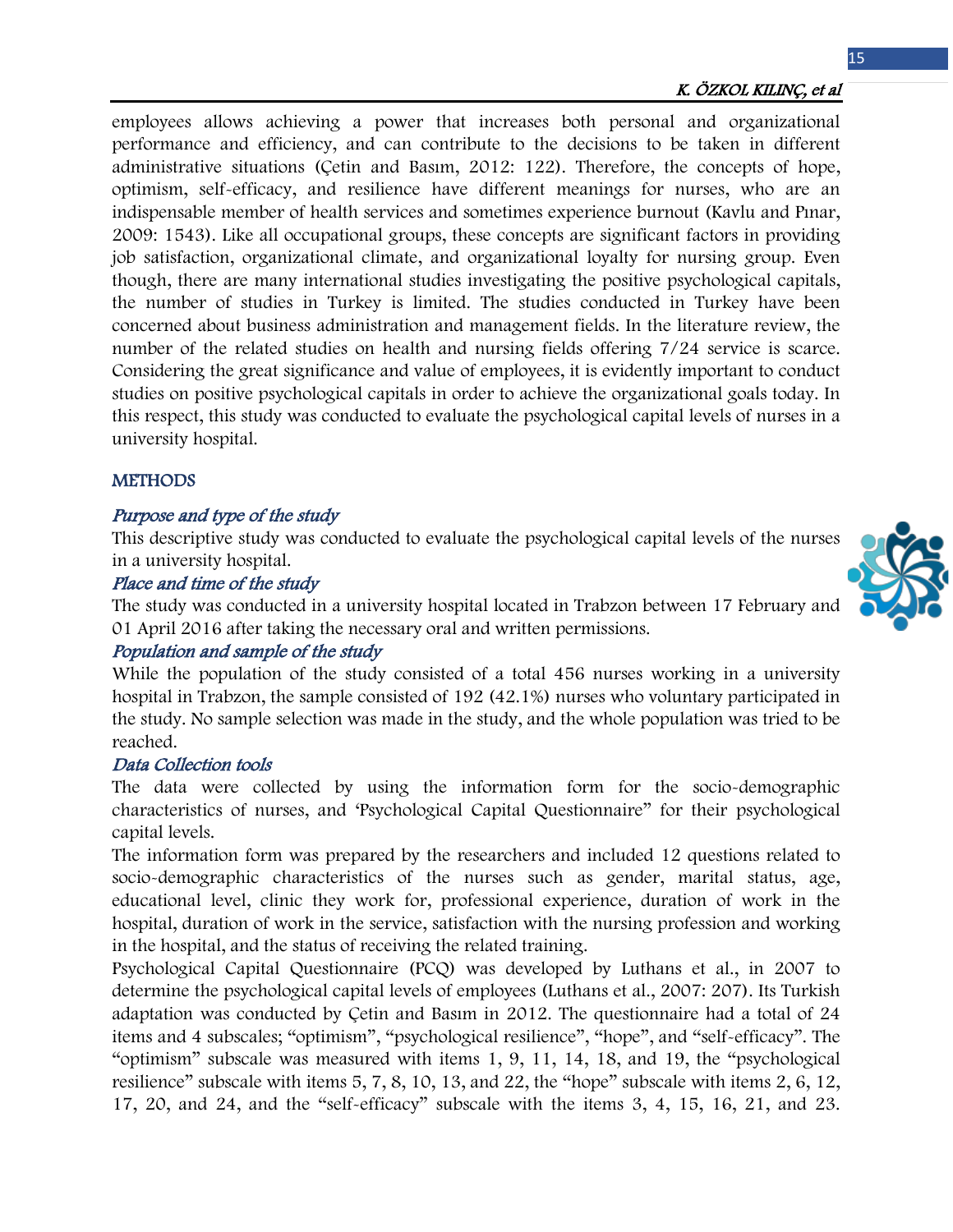employees allows achieving a power that increases both personal and organizational performance and efficiency, and can contribute to the decisions to be taken in different administrative situations (Çetin and Basım, 2012: 122). Therefore, the concepts of hope, optimism, self-efficacy, and resilience have different meanings for nurses, who are an indispensable member of health services and sometimes experience burnout (Kavlu and Pınar, 2009: 1543). Like all occupational groups, these concepts are significant factors in providing job satisfaction, organizational climate, and organizational loyalty for nursing group. Even though, there are many international studies investigating the positive psychological capitals, the number of studies in Turkey is limited. The studies conducted in Turkey have been concerned about business administration and management fields. In the literature review, the number of the related studies on health and nursing fields offering 7/24 service is scarce. Considering the great significance and value of employees, it is evidently important to conduct studies on positive psychological capitals in order to achieve the organizational goals today. In this respect, this study was conducted to evaluate the psychological capital levels of nurses in a university hospital.

## METHODS

### *Purpose and type of the study*

This descriptive study was conducted to evaluate the psychological capital levels of the nurses in a university hospital.

### *Place and time of the study*

The study was conducted in a university hospital located in Trabzon between 17 February and 01 April 2016 after taking the necessary oral and written permissions.

### *Population and sample of the study*

While the population of the study consisted of a total 456 nurses working in a university hospital in Trabzon, the sample consisted of 192 (42.1%) nurses who voluntary participated in the study. No sample selection was made in the study, and the whole population was tried to be reached.

### *Data Collection tools*

The data were collected by using the information form for the socio-demographic characteristics of nurses, and 'Psychological Capital Questionnaire" for their psychological capital levels.

The information form was prepared by the researchers and included 12 questions related to socio-demographic characteristics of the nurses such as gender, marital status, age, educational level, clinic they work for, professional experience, duration of work in the hospital, duration of work in the service, satisfaction with the nursing profession and working in the hospital, and the status of receiving the related training.

Psychological Capital Questionnaire (PCQ) was developed by Luthans et al., in 2007 to determine the psychological capital levels of employees (Luthans et al., 2007: 207). Its Turkish adaptation was conducted by Çetin and Basım in 2012. The questionnaire had a total of 24 items and 4 subscales; "optimism", "psychological resilience", "hope", and "self-efficacy". The "optimism" subscale was measured with items 1, 9, 11, 14, 18, and 19, the "psychological resilience" subscale with items 5, 7, 8, 10, 13, and 22, the "hope" subscale with items 2, 6, 12, 17, 20, and 24, and the "self-efficacy" subscale with the items 3, 4, 15, 16, 21, and 23.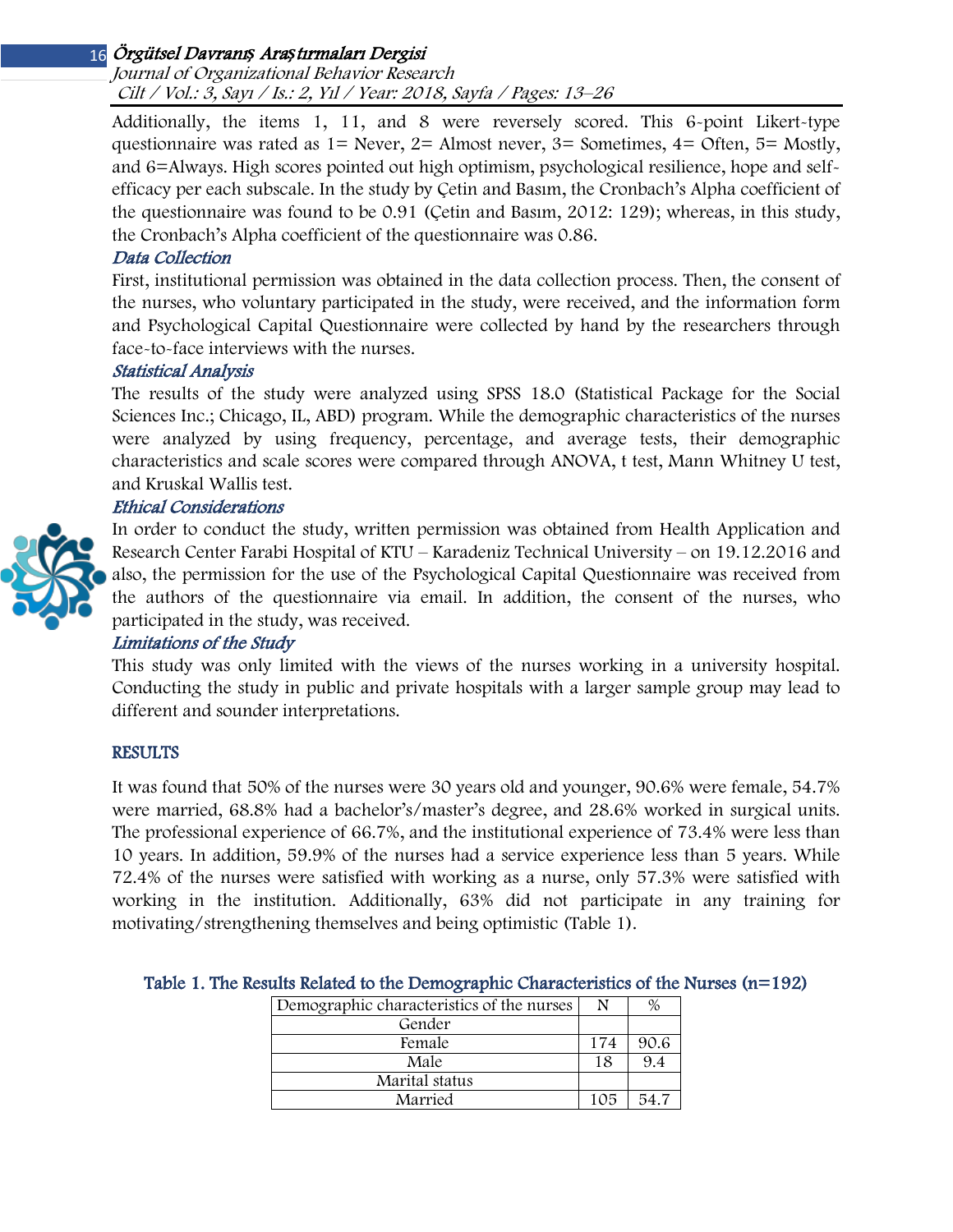Additionally, the items 1, 11, and 8 were reversely scored. This 6-point Likert-type questionnaire was rated as 1= Never, 2= Almost never, 3= Sometimes, 4= Often, 5= Mostly, and 6=Always. High scores pointed out high optimism, psychological resilience, hope and self-efficacy per each subscale. In the study by Çetin and Basım, the Cronbach's Alpha coefficient of the questionnaire was found to be 0.91 (Çetin and Basım, 2012: 129); whereas, in this study, the Cronbach's Alpha coefficient of the questionnaire was 0.86.

### *Data Collection*

First, institutional permission was obtained in the data collection process. Then, the consent of the nurses, who voluntary participated in the study, were received, and the information form and Psychological Capital Questionnaire were collected by hand by the researchers through face-to-face interviews with the nurses.

### *Statistical Analysis*

The results of the study were analyzed using SPSS 18.0 (Statistical Package for the Social Sciences Inc.; Chicago, IL, ABD) program. While the demographic characteristics of the nurses were analyzed by using frequency, percentage, and average tests, their demographic characteristics and scale scores were compared through ANOVA, t test, Mann Whitney U test, and Kruskal Wallis test.

### *Ethical Considerations*

In order to conduct the study, written permission was obtained from Health Application and Research Center Farabi Hospital of KTU – Karadeniz Technical University – on 19.12.2016 and also, the permission for the use of the Psychological Capital Questionnaire was received from the authors of the questionnaire via email. In addition, the consent of the nurses, who participated in the study, was received.

### *Limitations of the Study*

This study was only limited with the views of the nurses working in a university hospital. Conducting the study in public and private hospitals with a larger sample group may lead to different and sounder interpretations.

## RESULTS

It was found that 50% of the nurses were 30 years old and younger, 90.6% were female, 54.7% were married, 68.8% had a bachelor's/master's degree, and 28.6% worked in surgical units. The professional experience of 66.7%, and the institutional experience of 73.4% were less than 10 years. In addition, 59.9% of the nurses had a service experience less than 5 years. While 72.4% of the nurses were satisfied with working as a nurse, only 57.3% were satisfied with working in the institution. Additionally, 63% did not participate in any training for motivating/strengthening themselves and being optimistic (Table 1).

**Table 1. The Results Related to the Demographic Characteristics of the Nurses (n=192)**

| Demographic characteristics of the nurses | N | % |
|---|---|---|
| Gender | | |
| Female | 174 | 90.6 |
| Male | 18 | 9.4 |
| Marital status | | |
| Married | 105 | 54.7 |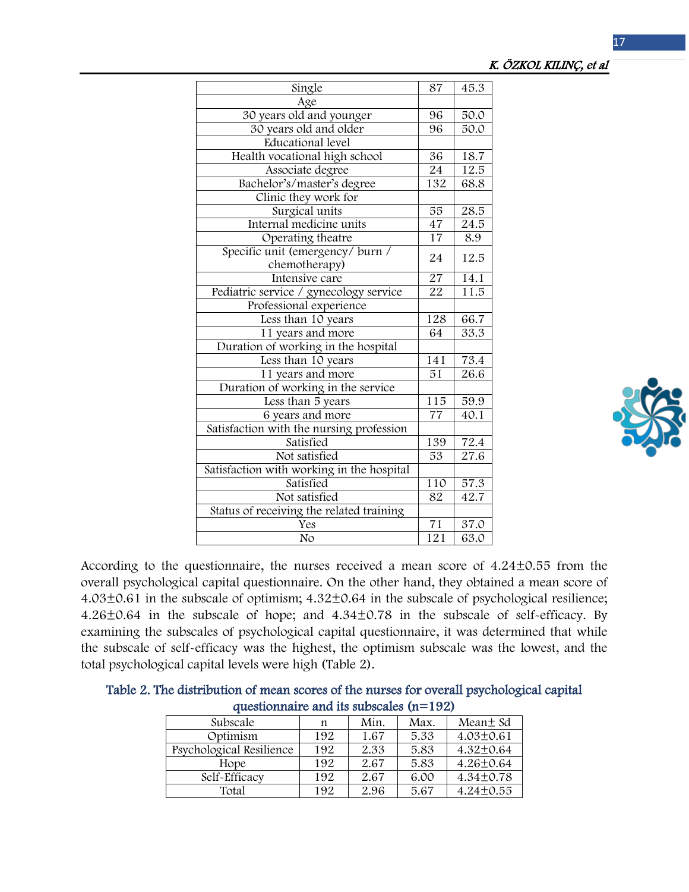| | | |
|---|---|---|
| Single | 87 | 45.3 |
| Age | | |
| 30 years old and younger | 96 | 50.0 |
| 30 years old and older | 96 | 50.0 |
| Educational level | | |
| Health vocational high school | 36 | 18.7 |
| Associate degree | 24 | 12.5 |
| Bachelor's/master's degree | 132 | 68.8 |
| Clinic they work for | | |
| Surgical units | 55 | 28.5 |
| Internal medicine units | 47 | 24.5 |
| Operating theatre | 17 | 8.9 |
| Specific unit (emergency/ burn / chemotherapy) | 24 | 12.5 |
| Intensive care | 27 | 14.1 |
| Pediatric service / gynecology service | 22 | 11.5 |
| Professional experience | | |
| Less than 10 years | 128 | 66.7 |
| 11 years and more | 64 | 33.3 |
| Duration of working in the hospital | | |
| Less than 10 years | 141 | 73.4 |
| 11 years and more | 51 | 26.6 |
| Duration of working in the service | | |
| Less than 5 years | 115 | 59.9 |
| 6 years and more | 77 | 40.1 |
| Satisfaction with the nursing profession | | |
| Satisfied | 139 | 72.4 |
| Not satisfied | 53 | 27.6 |
| Satisfaction with working in the hospital | | |
| Satisfied | 110 | 57.3 |
| Not satisfied | 82 | 42.7 |
| Status of receiving the related training | | |
| Yes | 71 | 37.0 |
| No | 121 | 63.0 |

According to the questionnaire, the nurses received a mean score of 4.24±0.55 from the overall psychological capital questionnaire. On the other hand, they obtained a mean score of 4.03±0.61 in the subscale of optimism; 4.32±0.64 in the subscale of psychological resilience; 4.26±0.64 in the subscale of hope; and 4.34±0.78 in the subscale of self-efficacy. By examining the subscales of psychological capital questionnaire, it was determined that while the subscale of self-efficacy was the highest, the optimism subscale was the lowest, and the total psychological capital levels were high (Table 2).

**Table 2. The distribution of mean scores of the nurses for overall psychological capital questionnaire and its subscales (n=192)**

| Subscale | n | Min. | Max. | Mean± Sd |
|---|---|---|---|---|
| Optimism | 192 | 1.67 | 5.33 | 4.03±0.61 |
| Psychological Resilience | 192 | 2.33 | 5.83 | 4.32±0.64 |
| Hope | 192 | 2.67 | 5.83 | 4.26±0.64 |
| Self-Efficacy | 192 | 2.67 | 6.00 | 4.34±0.78 |
| Total | 192 | 2.96 | 5.67 | 4.24±0.55 |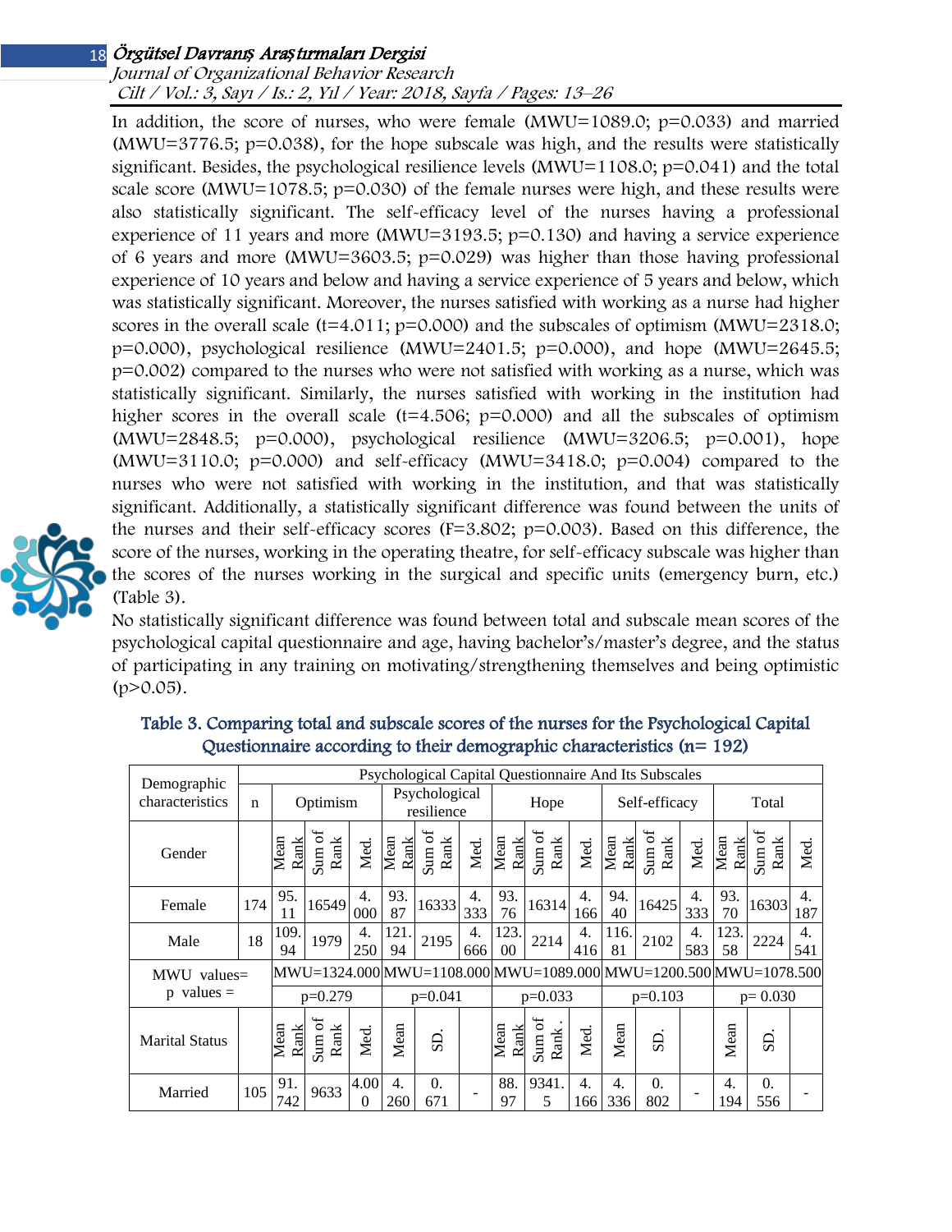In addition, the score of nurses, who were female (MWU=1089.0; p=0.033) and married (MWU=3776.5; p=0.038), for the hope subscale was high, and the results were statistically significant. Besides, the psychological resilience levels (MWU=1108.0; p=0.041) and the total scale score (MWU=1078.5; p=0.030) of the female nurses were high, and these results were also statistically significant. The self-efficacy level of the nurses having a professional experience of 11 years and more (MWU=3193.5; p=0.130) and having a service experience of 6 years and more (MWU=3603.5; p=0.029) was higher than those having professional experience of 10 years and below and having a service experience of 5 years and below, which was statistically significant. Moreover, the nurses satisfied with working as a nurse had higher scores in the overall scale (t=4.011; p=0.000) and the subscales of optimism (MWU=2318.0; p=0.000), psychological resilience (MWU=2401.5; p=0.000), and hope (MWU=2645.5; p=0.002) compared to the nurses who were not satisfied with working as a nurse, which was statistically significant. Similarly, the nurses satisfied with working in the institution had higher scores in the overall scale (t=4.506; p=0.000) and all the subscales of optimism (MWU=2848.5; p=0.000), psychological resilience (MWU=3206.5; p=0.001), hope (MWU=3110.0; p=0.000) and self-efficacy (MWU=3418.0; p=0.004) compared to the nurses who were not satisfied with working in the institution, and that was statistically significant. Additionally, a statistically significant difference was found between the units of the nurses and their self-efficacy scores (F=3.802; p=0.003). Based on this difference, the score of the nurses, working in the operating theatre, for self-efficacy subscale was higher than the scores of the nurses working in the surgical and specific units (emergency burn, etc.) (Table 3).

No statistically significant difference was found between total and subscale mean scores of the psychological capital questionnaire and age, having bachelor's/master's degree, and the status of participating in any training on motivating/strengthening themselves and being optimistic (p>0.05).

**Table 3. Comparing total and subscale scores of the nurses for the Psychological Capital Questionnaire according to their demographic characteristics (n= 192)**

| Demographic characteristics | Psychological Capital Questionnaire And Its Subscales | | | | | | | | | | | | | | | |
|---|---|---|---|---|---|---|---|---|---|---|---|---|---|---|---|---|
| | n | Optimism | | | Psychological resilience | | | Hope | | | Self-efficacy | | | Total | | |
| Gender | | Mean Rank | Sum of Rank | Med. | Mean Rank | Sum of Rank | Med. | Mean Rank | Sum of Rank | Med. | Mean Rank | Sum of Rank | Med. | Mean Rank | Sum of Rank | Med. |
| Female | 174 | 95.11 | 16549 | 4.000 | 93.87 | 16333 | 4.333 | 93.76 | 16314 | 4.166 | 94.40 | 16425 | 4.333 | 93.70 | 16303 | 4.187 |
| Male | 18 | 109.94 | 1979 | 4.250 | 121.94 | 2195 | 4.666 | 123.00 | 2214 | 4.416 | 116.81 | 2102 | 4.583 | 123.58 | 2224 | 4.541 |
| MWU values= | | MWU=1324.000 | | | MWU=1108.000 | | | MWU=1089.000 | | | MWU=1200.500 | | | MWU=1078.500 | | |
| p values = | | p=0.279 | | | p=0.041 | | | p=0.033 | | | p=0.103 | | | p= 0.030 | | |
| Marital Status | | Mean Rank | Sum of Rank | Med. | Mean | SD. | | Mean Rank | Sum of Rank . | Med. | Mean | SD. | | Mean | SD. | |
| Married | 105 | 91.742 | 9633 | 4.000 | 4.260 | 0.671 | - | 88.97 | 9341.5 | 4.166 | 4.336 | 0.802 | - | 4.194 | 0.556 | - |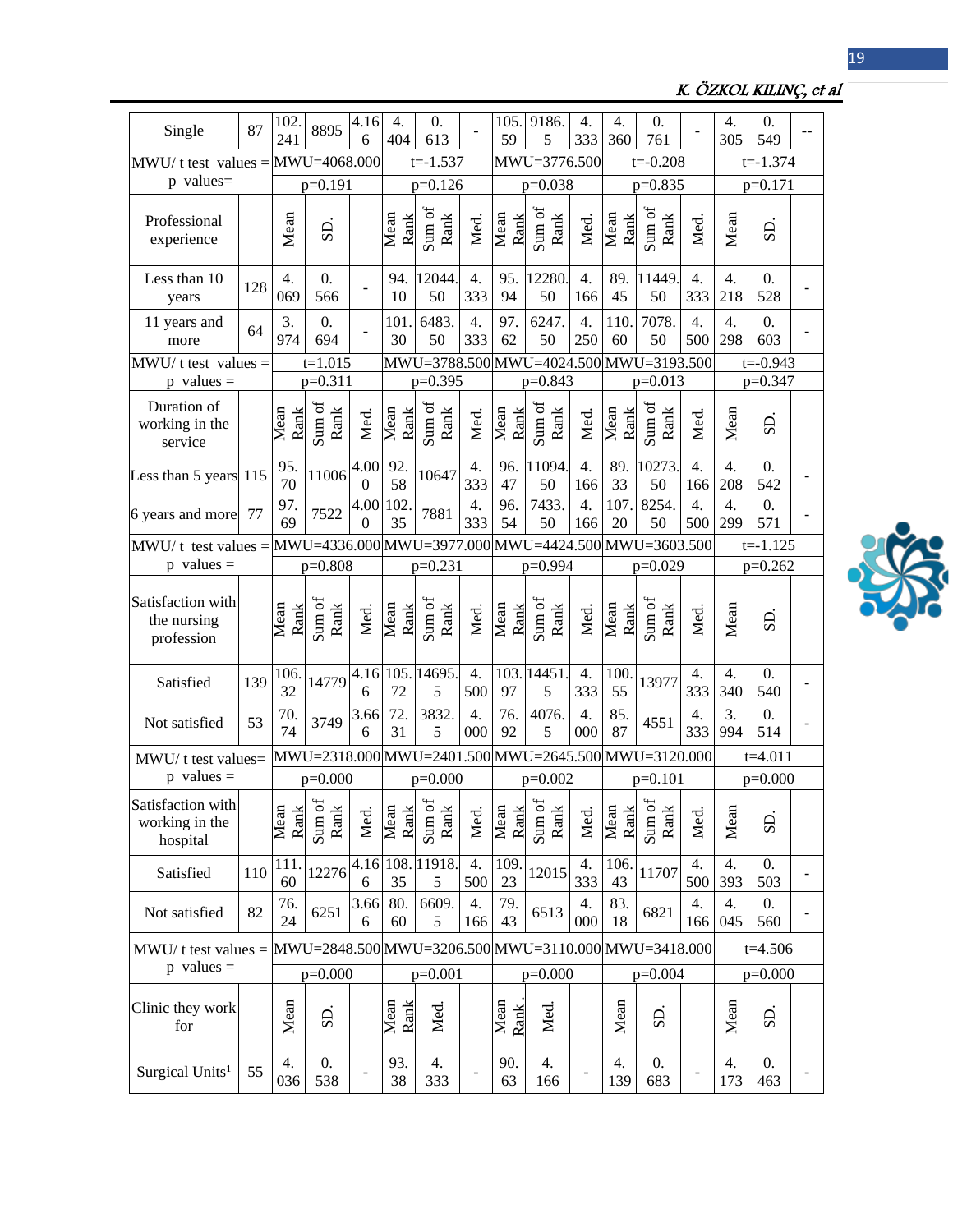| Single | 87 | 102.241 | 8895 | 4.166 | 4.404 | 0.613 | - | 105.59 | 9186.5 | 4.333 | 4.360 | 0.761 | - | 4.305 | 0.549 | -- |
|---|---|---|---|---|---|---|---|---|---|---|---|---|---|---|---|---|
| MWU/ t test values = p values= | | MWU=4068.000 | | | t=-1.537 | | | MWU=3776.500 | | | t=-0.208 | | | t=-1.374 | | |
| | | p=0.191 | | | p=0.126 | | | p=0.038 | | | p=0.835 | | | p=0.171 | | |
| Professional experience | | Mean | SD. | | Mean Rank | Sum of Rank | Med. | Mean Rank | Sum of Rank | Med. | Mean Rank | Sum of Rank | Med. | Mean | SD. | |
| Less than 10 years | 128 | 4.069 | 0.566 | - | 94.10 | 12044.50 | 4.333 | 95.94 | 12280.50 | 4.166 | 89.45 | 11449.50 | 4.333 | 4.218 | 0.528 | - |
| 11 years and more | 64 | 3.974 | 0.694 | - | 101.30 | 6483.50 | 4.333 | 97.62 | 6247.50 | 4.250 | 110.60 | 7078.50 | 4.500 | 4.298 | 0.603 | - |
| MWU/ t test values = p values = | | t=1.015 | | | MWU=3788.500 | | | MWU=4024.500 | | | MWU=3193.500 | | | t=-0.943 | | |
| | | p=0.311 | | | p=0.395 | | | p=0.843 | | | p=0.013 | | | p=0.347 | | |
| Duration of working in the service | | Mean Rank | Sum of Rank | Med. | Mean Rank | Sum of Rank | Med. | Mean Rank | Sum of Rank | Med. | Mean Rank | Sum of Rank | Med. | Mean | SD. | |
| Less than 5 years | 115 | 95.70 | 11006 | 4.000 | 92.58 | 10647 | 4.333 | 96.47 | 11094.50 | 4.166 | 89.33 | 10273.50 | 4.166 | 4.208 | 0.542 | - |
| 6 years and more | 77 | 97.69 | 7522 | 4.000 | 102.35 | 7881 | 4.333 | 96.54 | 7433.50 | 4.166 | 107.20 | 8254.50 | 4.500 | 4.299 | 0.571 | - |
| MWU/ t test values = p values = | | MWU=4336.000 | | | MWU=3977.000 | | | MWU=4424.500 | | | MWU=3603.500 | | | t=-1.125 | | |
| | | p=0.808 | | | p=0.231 | | | p=0.994 | | | p=0.029 | | | p=0.262 | | |
| Satisfaction with the nursing profession | | Mean Rank | Sum of Rank | Med. | Mean Rank | Sum of Rank | Med. | Mean Rank | Sum of Rank | Med. | Mean Rank | Sum of Rank | Med. | Mean | SD. | |
| Satisfied | 139 | 106.32 | 14779 | 4.166 | 105.72 | 14695.5 | 4.500 | 103.97 | 14451.5 | 4.333 | 100.55 | 13977 | 4.333 | 4.340 | 0.540 | - |
| Not satisfied | 53 | 70.74 | 3749 | 3.666 | 72.31 | 3832.5 | 4.000 | 76.92 | 4076.5 | 4.000 | 85.87 | 4551 | 4.333 | 3.994 | 0.514 | - |
| MWU/ t test values= p values = | | MWU=2318.000 | | | MWU=2401.500 | | | MWU=2645.500 | | | MWU=3120.000 | | | t=4.011 | | |
| | | p=0.000 | | | p=0.000 | | | p=0.002 | | | p=0.101 | | | p=0.000 | | |
| Satisfaction with working in the hospital | | Mean Rank | Sum of Rank | Med. | Mean Rank | Sum of Rank | Med. | Mean Rank | Sum of Rank | Med. | Mean Rank | Sum of Rank | Med. | Mean | SD. | |
| Satisfied | 110 | 111.60 | 12276 | 4.166 | 108.35 | 11918.5 | 4.500 | 109.23 | 12015 | 4.333 | 106.43 | 11707 | 4.500 | 4.393 | 0.503 | - |
| Not satisfied | 82 | 76.24 | 6251 | 3.666 | 80.60 | 6609.5 | 4.166 | 79.43 | 6513 | 4.000 | 83.18 | 6821 | 4.166 | 4.045 | 0.560 | - |
| MWU/ t test values = p values = | | MWU=2848.500 | | | MWU=3206.500 | | | MWU=3110.000 | | | MWU=3418.000 | | | t=4.506 | | |
| | | p=0.000 | | | p=0.001 | | | p=0.000 | | | p=0.004 | | | p=0.000 | | |
| Clinic they work for | | Mean | SD. | | Mean Rank | Med. | | Mean Rank | Med. | | Mean | SD. | | Mean | SD. | |
| Surgical Units[1] | 55 | 4.036 | 0.538 | - | 93.38 | 4.333 | - | 90.63 | 4.166 | - | 4.139 | 0.683 | - | 4.173 | 0.463 | - |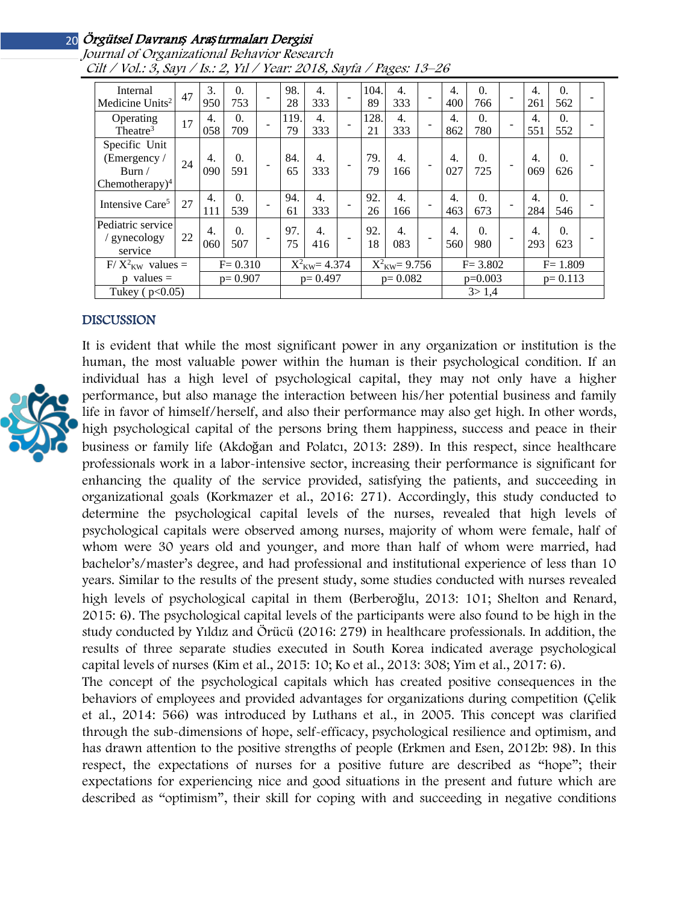| | | | | | | | | | | | | | | | | |
|---|---|---|---|---|---|---|---|---|---|---|---|---|---|---|---|---|
| Internal Medicine Units[2] | 47 | 3.950 | 0.753 | - | 98.28 | 4.333 | - | 104.89 | 4.333 | - | 4.400 | 0.766 | - | 4.261 | 0.562 | - |
| Operating Theatre[3] | 17 | 4.058 | 0.709 | - | 119.79 | 4.333 | - | 128.21 | 4.333 | - | 4.862 | 0.780 | - | 4.551 | 0.552 | - |
| Specific Unit (Emergency / Burn / Chemotherapy)[4] | 24 | 4.090 | 0.591 | - | 84.65 | 4.333 | - | 79.79 | 4.166 | - | 4.027 | 0.725 | - | 4.069 | 0.626 | - |
| Intensive Care[5] | 27 | 4.111 | 0.539 | - | 94.61 | 4.333 | - | 92.26 | 4.166 | - | 4.463 | 0.673 | - | 4.284 | 0.546 | - |
| Pediatric service / gynecology service | 22 | 4.060 | 0.507 | - | 97.75 | 4.416 | - | 92.18 | 4.083 | - | 4.560 | 0.980 | - | 4.293 | 0.623 | - |
| F/ $X^2_{KW}$ values = | | F= 0.310 | | | $X^2_{KW}$= 4.374 | | | $X^2_{KW}$= 9.756 | | | F= 3.802 | | | F= 1.809 | | |
| p values = | | p= 0.907 | | | p= 0.497 | | | p= 0.082 | | | p=0.003 | | | p= 0.113 | | |
| Tukey ( p<0.05) | | | | | | | | | | | 3> 1,4 | | | | | |

## DISCUSSION

It is evident that while the most significant power in any organization or institution is the human, the most valuable power within the human is their psychological condition. If an individual has a high level of psychological capital, they may not only have a higher performance, but also manage the interaction between his/her potential business and family life in favor of himself/herself, and also their performance may also get high. In other words, high psychological capital of the persons bring them happiness, success and peace in their business or family life (Akdoğan and Polatcı, 2013: 289). In this respect, since healthcare professionals work in a labor-intensive sector, increasing their performance is significant for enhancing the quality of the service provided, satisfying the patients, and succeeding in organizational goals (Korkmazer et al., 2016: 271). Accordingly, this study conducted to determine the psychological capital levels of the nurses, revealed that high levels of psychological capitals were observed among nurses, majority of whom were female, half of whom were 30 years old and younger, and more than half of whom were married, had bachelor's/master's degree, and had professional and institutional experience of less than 10 years. Similar to the results of the present study, some studies conducted with nurses revealed high levels of psychological capital in them (Berberoğlu, 2013: 101; Shelton and Renard, 2015: 6). The psychological capital levels of the participants were also found to be high in the study conducted by Yıldız and Örücü (2016: 279) in healthcare professionals. In addition, the results of three separate studies executed in South Korea indicated average psychological capital levels of nurses (Kim et al., 2015: 10; Ko et al., 2013: 308; Yim et al., 2017: 6).

The concept of the psychological capitals which has created positive consequences in the behaviors of employees and provided advantages for organizations during competition (Çelik et al., 2014: 566) was introduced by Luthans et al., in 2005. This concept was clarified through the sub-dimensions of hope, self-efficacy, psychological resilience and optimism, and has drawn attention to the positive strengths of people (Erkmen and Esen, 2012b: 98). In this respect, the expectations of nurses for a positive future are described as "hope"; their expectations for experiencing nice and good situations in the present and future which are described as "optimism", their skill for coping with and succeeding in negative conditions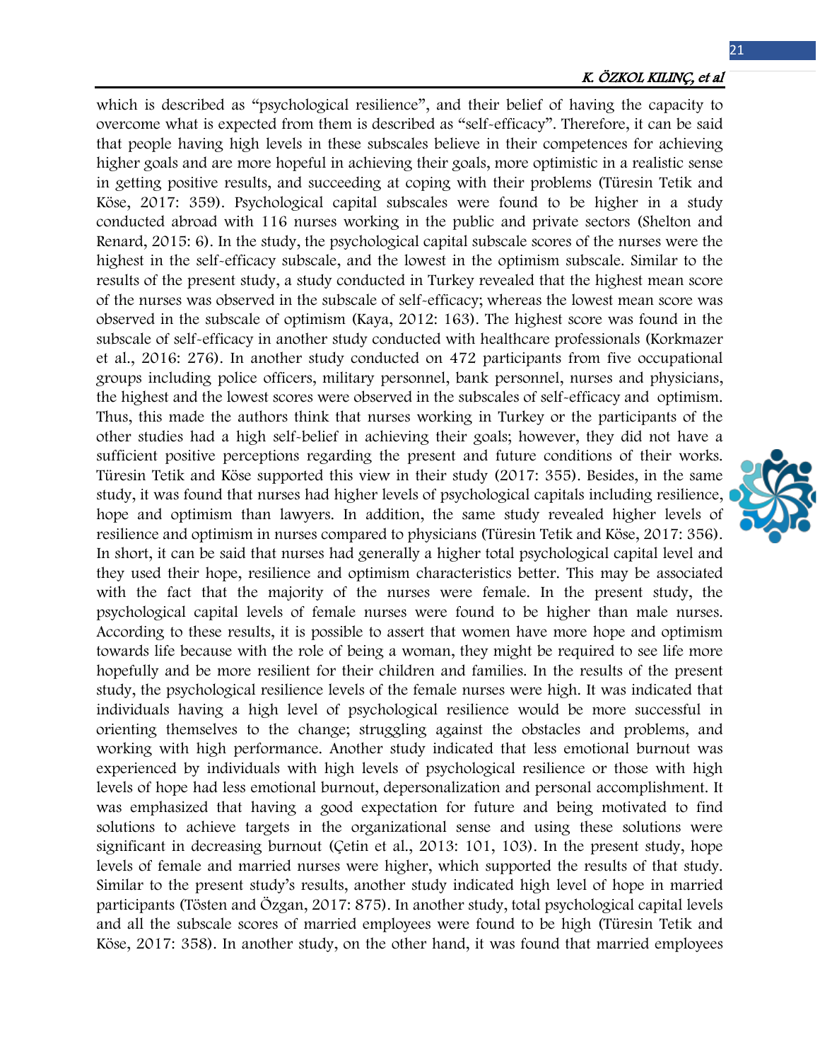which is described as "psychological resilience", and their belief of having the capacity to overcome what is expected from them is described as "self-efficacy". Therefore, it can be said that people having high levels in these subscales believe in their competences for achieving higher goals and are more hopeful in achieving their goals, more optimistic in a realistic sense in getting positive results, and succeeding at coping with their problems (Türesin Tetik and Köse, 2017: 359). Psychological capital subscales were found to be higher in a study conducted abroad with 116 nurses working in the public and private sectors (Shelton and Renard, 2015: 6). In the study, the psychological capital subscale scores of the nurses were the highest in the self-efficacy subscale, and the lowest in the optimism subscale. Similar to the results of the present study, a study conducted in Turkey revealed that the highest mean score of the nurses was observed in the subscale of self-efficacy; whereas the lowest mean score was observed in the subscale of optimism (Kaya, 2012: 163). The highest score was found in the subscale of self-efficacy in another study conducted with healthcare professionals (Korkmazer et al., 2016: 276). In another study conducted on 472 participants from five occupational groups including police officers, military personnel, bank personnel, nurses and physicians, the highest and the lowest scores were observed in the subscales of self-efficacy and optimism. Thus, this made the authors think that nurses working in Turkey or the participants of the other studies had a high self-belief in achieving their goals; however, they did not have a sufficient positive perceptions regarding the present and future conditions of their works. Türesin Tetik and Köse supported this view in their study (2017: 355). Besides, in the same study, it was found that nurses had higher levels of psychological capitals including resilience, hope and optimism than lawyers. In addition, the same study revealed higher levels of resilience and optimism in nurses compared to physicians (Türesin Tetik and Köse, 2017: 356). In short, it can be said that nurses had generally a higher total psychological capital level and they used their hope, resilience and optimism characteristics better. This may be associated with the fact that the majority of the nurses were female. In the present study, the psychological capital levels of female nurses were found to be higher than male nurses. According to these results, it is possible to assert that women have more hope and optimism towards life because with the role of being a woman, they might be required to see life more hopefully and be more resilient for their children and families. In the results of the present study, the psychological resilience levels of the female nurses were high. It was indicated that individuals having a high level of psychological resilience would be more successful in orienting themselves to the change; struggling against the obstacles and problems, and working with high performance. Another study indicated that less emotional burnout was experienced by individuals with high levels of psychological resilience or those with high levels of hope had less emotional burnout, depersonalization and personal accomplishment. It was emphasized that having a good expectation for future and being motivated to find solutions to achieve targets in the organizational sense and using these solutions were significant in decreasing burnout (Çetin et al., 2013: 101, 103). In the present study, hope levels of female and married nurses were higher, which supported the results of that study. Similar to the present study's results, another study indicated high level of hope in married participants (Tösten and Özgan, 2017: 875). In another study, total psychological capital levels and all the subscale scores of married employees were found to be high (Türesin Tetik and Köse, 2017: 358). In another study, on the other hand, it was found that married employees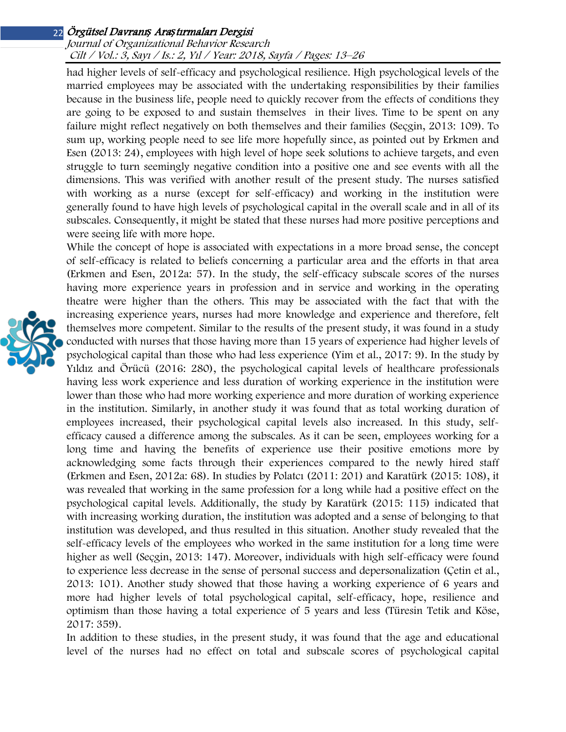had higher levels of self-efficacy and psychological resilience. High psychological levels of the married employees may be associated with the undertaking responsibilities by their families because in the business life, people need to quickly recover from the effects of conditions they are going to be exposed to and sustain themselves in their lives. Time to be spent on any failure might reflect negatively on both themselves and their families (Seçgin, 2013: 109). To sum up, working people need to see life more hopefully since, as pointed out by Erkmen and Esen (2013: 24), employees with high level of hope seek solutions to achieve targets, and even struggle to turn seemingly negative condition into a positive one and see events with all the dimensions. This was verified with another result of the present study. The nurses satisfied with working as a nurse (except for self-efficacy) and working in the institution were generally found to have high levels of psychological capital in the overall scale and in all of its subscales. Consequently, it might be stated that these nurses had more positive perceptions and were seeing life with more hope.

While the concept of hope is associated with expectations in a more broad sense, the concept of self-efficacy is related to beliefs concerning a particular area and the efforts in that area (Erkmen and Esen, 2012a: 57). In the study, the self-efficacy subscale scores of the nurses having more experience years in profession and in service and working in the operating theatre were higher than the others. This may be associated with the fact that with the increasing experience years, nurses had more knowledge and experience and therefore, felt themselves more competent. Similar to the results of the present study, it was found in a study conducted with nurses that those having more than 15 years of experience had higher levels of psychological capital than those who had less experience (Yim et al., 2017: 9). In the study by Yıldız and Örücü (2016: 280), the psychological capital levels of healthcare professionals having less work experience and less duration of working experience in the institution were lower than those who had more working experience and more duration of working experience in the institution. Similarly, in another study it was found that as total working duration of employees increased, their psychological capital levels also increased. In this study, self-efficacy caused a difference among the subscales. As it can be seen, employees working for a long time and having the benefits of experience use their positive emotions more by acknowledging some facts through their experiences compared to the newly hired staff (Erkmen and Esen, 2012a: 68). In studies by Polatcı (2011: 201) and Karatürk (2015: 108), it was revealed that working in the same profession for a long while had a positive effect on the psychological capital levels. Additionally, the study by Karatürk (2015: 115) indicated that with increasing working duration, the institution was adopted and a sense of belonging to that institution was developed, and thus resulted in this situation. Another study revealed that the self-efficacy levels of the employees who worked in the same institution for a long time were higher as well (Seçgin, 2013: 147). Moreover, individuals with high self-efficacy were found to experience less decrease in the sense of personal success and depersonalization (Çetin et al., 2013: 101). Another study showed that those having a working experience of 6 years and more had higher levels of total psychological capital, self-efficacy, hope, resilience and optimism than those having a total experience of 5 years and less (Türesin Tetik and Köse, 2017: 359).

In addition to these studies, in the present study, it was found that the age and educational level of the nurses had no effect on total and subscale scores of psychological capital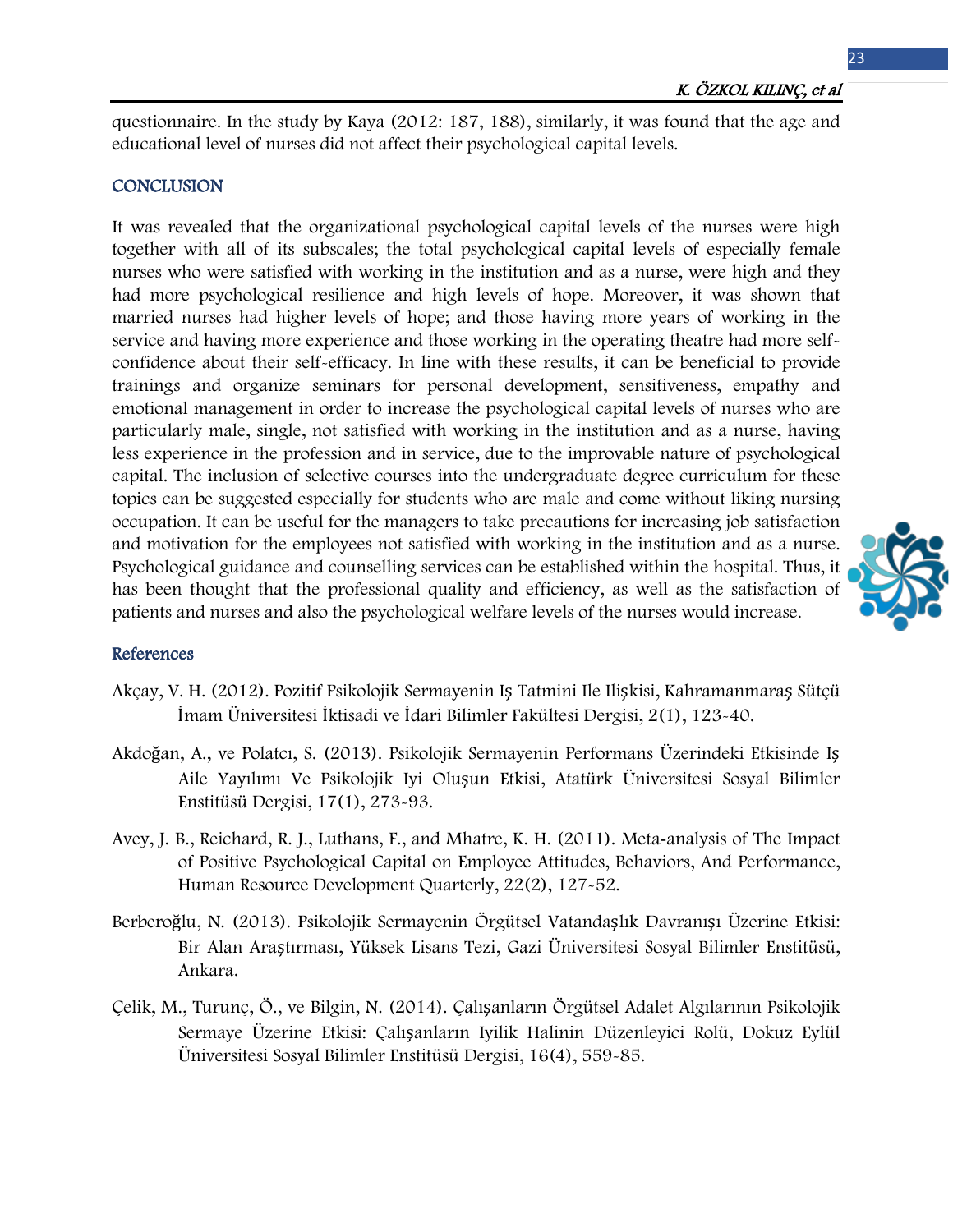questionnaire. In the study by Kaya (2012: 187, 188), similarly, it was found that the age and educational level of nurses did not affect their psychological capital levels.

## CONCLUSION

It was revealed that the organizational psychological capital levels of the nurses were high together with all of its subscales; the total psychological capital levels of especially female nurses who were satisfied with working in the institution and as a nurse, were high and they had more psychological resilience and high levels of hope. Moreover, it was shown that married nurses had higher levels of hope; and those having more years of working in the service and having more experience and those working in the operating theatre had more self-confidence about their self-efficacy. In line with these results, it can be beneficial to provide trainings and organize seminars for personal development, sensitiveness, empathy and emotional management in order to increase the psychological capital levels of nurses who are particularly male, single, not satisfied with working in the institution and as a nurse, having less experience in the profession and in service, due to the improvable nature of psychological capital. The inclusion of selective courses into the undergraduate degree curriculum for these topics can be suggested especially for students who are male and come without liking nursing occupation. It can be useful for the managers to take precautions for increasing job satisfaction and motivation for the employees not satisfied with working in the institution and as a nurse. Psychological guidance and counselling services can be established within the hospital. Thus, it has been thought that the professional quality and efficiency, as well as the satisfaction of patients and nurses and also the psychological welfare levels of the nurses would increase.

## References

Akçay, V. H. (2012). Pozitif Psikolojik Sermayenin Iş Tatmini Ile Ilişkisi, Kahramanmaraş Sütçü İmam Üniversitesi İktisadi ve İdari Bilimler Fakültesi Dergisi, 2(1), 123-40.

Akdoğan, A., ve Polatcı, S. (2013). Psikolojik Sermayenin Performans Üzerindeki Etkisinde Iş Aile Yayılımı Ve Psikolojik Iyi Oluşun Etkisi, Atatürk Üniversitesi Sosyal Bilimler Enstitüsü Dergisi, 17(1), 273-93.

Avey, J. B., Reichard, R. J., Luthans, F., and Mhatre, K. H. (2011). Meta-analysis of The Impact of Positive Psychological Capital on Employee Attitudes, Behaviors, And Performance, Human Resource Development Quarterly, 22(2), 127-52.

Berberoğlu, N. (2013). Psikolojik Sermayenin Örgütsel Vatandaşlık Davranışı Üzerine Etkisi: Bir Alan Araştırması, Yüksek Lisans Tezi, Gazi Üniversitesi Sosyal Bilimler Enstitüsü, Ankara.

Çelik, M., Turunç, Ö., ve Bilgin, N. (2014). Çalışanların Örgütsel Adalet Algılarının Psikolojik Sermaye Üzerine Etkisi: Çalışanların Iyilik Halinin Düzenleyici Rolü, Dokuz Eylül Üniversitesi Sosyal Bilimler Enstitüsü Dergisi, 16(4), 559-85.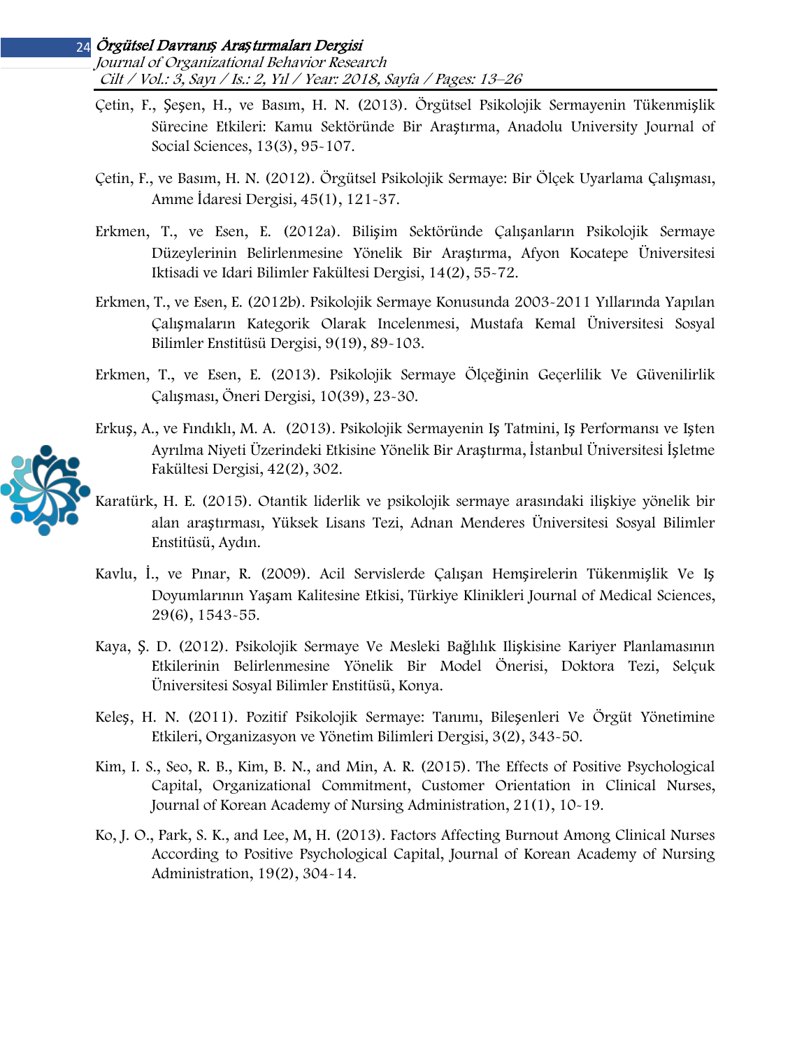Çetin, F., Şeşen, H., ve Basım, H. N. (2013). Örgütsel Psikolojik Sermayenin Tükenmişlik Sürecine Etkileri: Kamu Sektöründe Bir Araştırma, Anadolu University Journal of Social Sciences, 13(3), 95-107.

Çetin, F., ve Basım, H. N. (2012). Örgütsel Psikolojik Sermaye: Bir Ölçek Uyarlama Çalışması, Amme İdaresi Dergisi, 45(1), 121-37.

Erkmen, T., ve Esen, E. (2012a). Bilişim Sektöründe Çalışanların Psikolojik Sermaye Düzeylerinin Belirlenmesine Yönelik Bir Araştırma, Afyon Kocatepe Üniversitesi Iktisadi ve Idari Bilimler Fakültesi Dergisi, 14(2), 55-72.

Erkmen, T., ve Esen, E. (2012b). Psikolojik Sermaye Konusunda 2003-2011 Yıllarında Yapılan Çalışmaların Kategorik Olarak Incelenmesi, Mustafa Kemal Üniversitesi Sosyal Bilimler Enstitüsü Dergisi, 9(19), 89-103.

Erkmen, T., ve Esen, E. (2013). Psikolojik Sermaye Ölçeğinin Geçerlilik Ve Güvenilirlik Çalışması, Öneri Dergisi, 10(39), 23-30.

Erkuş, A., ve Fındıklı, M. A. (2013). Psikolojik Sermayenin Iş Tatmini, Iş Performansı ve Işten Ayrılma Niyeti Üzerindeki Etkisine Yönelik Bir Araştırma, İstanbul Üniversitesi İşletme Fakültesi Dergisi, 42(2), 302.

Karatürk, H. E. (2015). Otantik liderlik ve psikolojik sermaye arasındaki ilişkiye yönelik bir alan araştırması, Yüksek Lisans Tezi, Adnan Menderes Üniversitesi Sosyal Bilimler Enstitüsü, Aydın.

Kavlu, İ., ve Pınar, R. (2009). Acil Servislerde Çalışan Hemşirelerin Tükenmişlik Ve Iş Doyumlarının Yaşam Kalitesine Etkisi, Türkiye Klinikleri Journal of Medical Sciences, 29(6), 1543-55.

Kaya, Ş. D. (2012). Psikolojik Sermaye Ve Mesleki Bağlılık Ilişkisine Kariyer Planlamasının Etkilerinin Belirlenmesine Yönelik Bir Model Önerisi, Doktora Tezi, Selçuk Üniversitesi Sosyal Bilimler Enstitüsü, Konya.

Keleş, H. N. (2011). Pozitif Psikolojik Sermaye: Tanımı, Bileşenleri Ve Örgüt Yönetimine Etkileri, Organizasyon ve Yönetim Bilimleri Dergisi, 3(2), 343-50.

Kim, I. S., Seo, R. B., Kim, B. N., and Min, A. R. (2015). The Effects of Positive Psychological Capital, Organizational Commitment, Customer Orientation in Clinical Nurses, Journal of Korean Academy of Nursing Administration, 21(1), 10-19.

Ko, J. O., Park, S. K., and Lee, M, H. (2013). Factors Affecting Burnout Among Clinical Nurses According to Positive Psychological Capital, Journal of Korean Academy of Nursing Administration, 19(2), 304-14.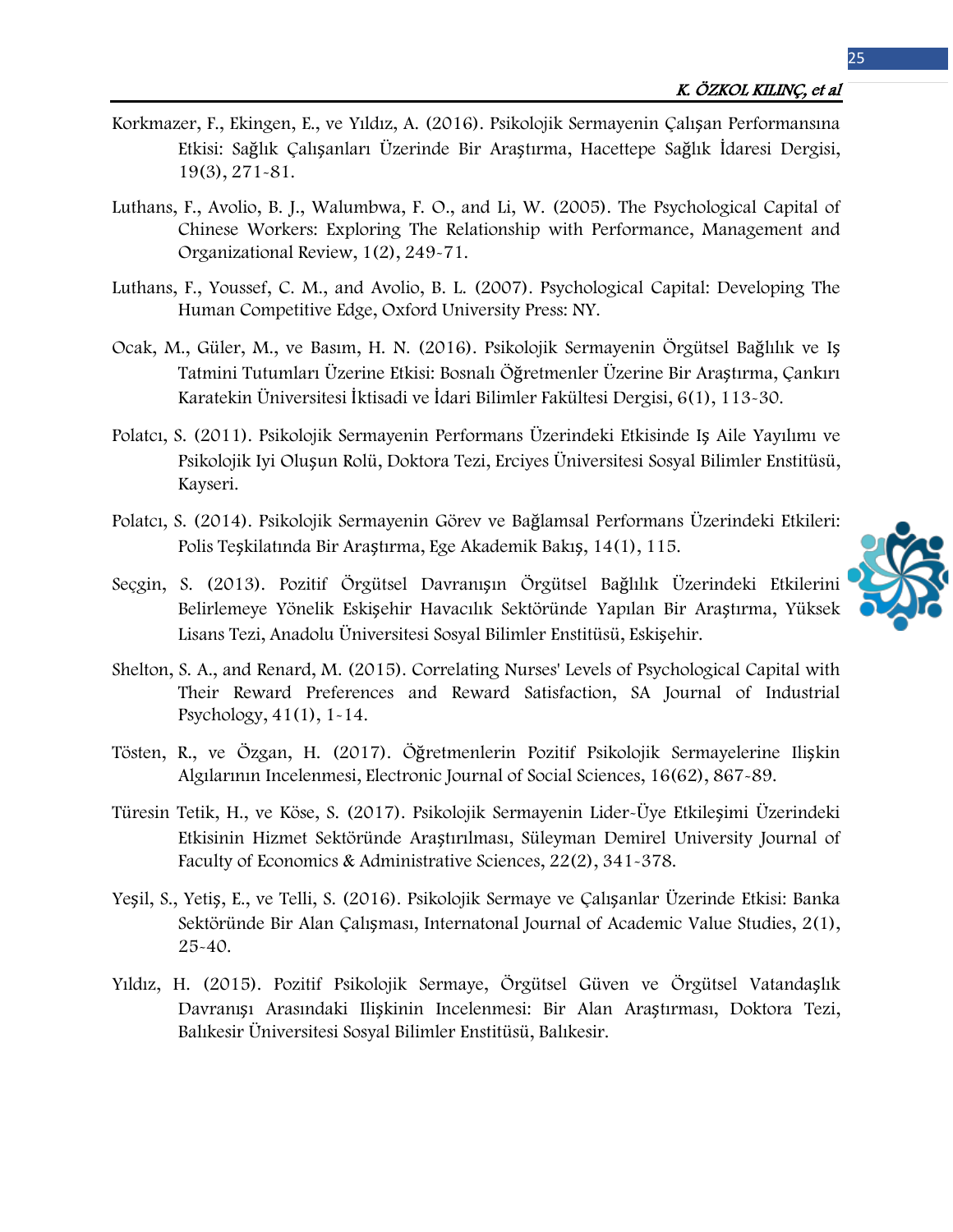Korkmazer, F., Ekingen, E., ve Yıldız, A. (2016). Psikolojik Sermayenin Çalışan Performansına Etkisi: Sağlık Çalışanları Üzerinde Bir Araştırma, Hacettepe Sağlık İdaresi Dergisi, 19(3), 271-81.

Luthans, F., Avolio, B. J., Walumbwa, F. O., and Li, W. (2005). The Psychological Capital of Chinese Workers: Exploring The Relationship with Performance, Management and Organizational Review, 1(2), 249-71.

Luthans, F., Youssef, C. M., and Avolio, B. L. (2007). Psychological Capital: Developing The Human Competitive Edge, Oxford University Press: NY.

Ocak, M., Güler, M., ve Basım, H. N. (2016). Psikolojik Sermayenin Örgütsel Bağlılık ve Iş Tatmini Tutumları Üzerine Etkisi: Bosnalı Öğretmenler Üzerine Bir Araştırma, Çankırı Karatekin Üniversitesi İktisadi ve İdari Bilimler Fakültesi Dergisi, 6(1), 113-30.

Polatcı, S. (2011). Psikolojik Sermayenin Performans Üzerindeki Etkisinde Iş Aile Yayılımı ve Psikolojik Iyi Oluşun Rolü, Doktora Tezi, Erciyes Üniversitesi Sosyal Bilimler Enstitüsü, Kayseri.

Polatcı, S. (2014). Psikolojik Sermayenin Görev ve Bağlamsal Performans Üzerindeki Etkileri: Polis Teşkilatında Bir Araştırma, Ege Akademik Bakış, 14(1), 115.

Seçgin, S. (2013). Pozitif Örgütsel Davranışın Örgütsel Bağlılık Üzerindeki Etkilerini Belirlemeye Yönelik Eskişehir Havacılık Sektöründe Yapılan Bir Araştırma, Yüksek Lisans Tezi, Anadolu Üniversitesi Sosyal Bilimler Enstitüsü, Eskişehir.

Shelton, S. A., and Renard, M. (2015). Correlating Nurses' Levels of Psychological Capital with Their Reward Preferences and Reward Satisfaction, SA Journal of Industrial Psychology, 41(1), 1-14.

Tösten, R., ve Özgan, H. (2017). Öğretmenlerin Pozitif Psikolojik Sermayelerine Ilişkin Algılarının Incelenmesi, Electronic Journal of Social Sciences, 16(62), 867-89.

Türesin Tetik, H., ve Köse, S. (2017). Psikolojik Sermayenin Lider-Üye Etkileşimi Üzerindeki Etkisinin Hizmet Sektöründe Araştırılması, Süleyman Demirel University Journal of Faculty of Economics & Administrative Sciences, 22(2), 341-378.

Yeşil, S., Yetiş, E., ve Telli, S. (2016). Psikolojik Sermaye ve Çalışanlar Üzerinde Etkisi: Banka Sektöründe Bir Alan Çalışması, Internatonal Journal of Academic Value Studies, 2(1), 25-40.

Yıldız, H. (2015). Pozitif Psikolojik Sermaye, Örgütsel Güven ve Örgütsel Vatandaşlık Davranışı Arasındaki Ilişkinin Incelenmesi: Bir Alan Araştırması, Doktora Tezi, Balıkesir Üniversitesi Sosyal Bilimler Enstitüsü, Balıkesir.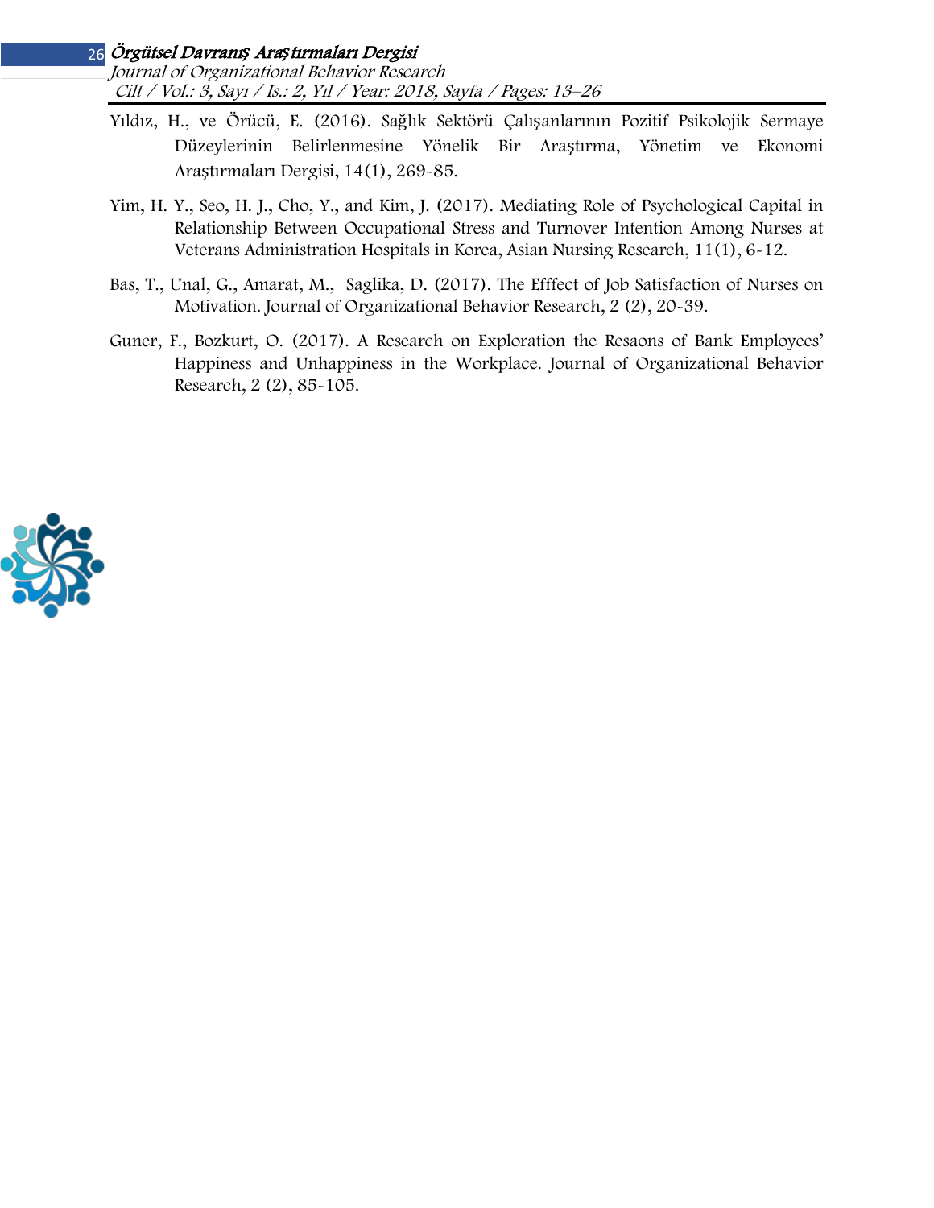Yıldız, H., ve Örücü, E. (2016). Sağlık Sektörü Çalışanlarının Pozitif Psikolojik Sermaye Düzeylerinin Belirlenmesine Yönelik Bir Araştırma, Yönetim ve Ekonomi Araştırmaları Dergisi, 14(1), 269-85.

Yim, H. Y., Seo, H. J., Cho, Y., and Kim, J. (2017). Mediating Role of Psychological Capital in Relationship Between Occupational Stress and Turnover Intention Among Nurses at Veterans Administration Hospitals in Korea, Asian Nursing Research, 11(1), 6-12.

Bas, T., Unal, G., Amarat, M., Saglika, D. (2017). The Efffect of Job Satisfaction of Nurses on Motivation. Journal of Organizational Behavior Research, 2 (2), 20-39.

Guner, F., Bozkurt, O. (2017). A Research on Exploration the Resaons of Bank Employees' Happiness and Unhappiness in the Workplace. Journal of Organizational Behavior Research, 2 (2), 85-105.